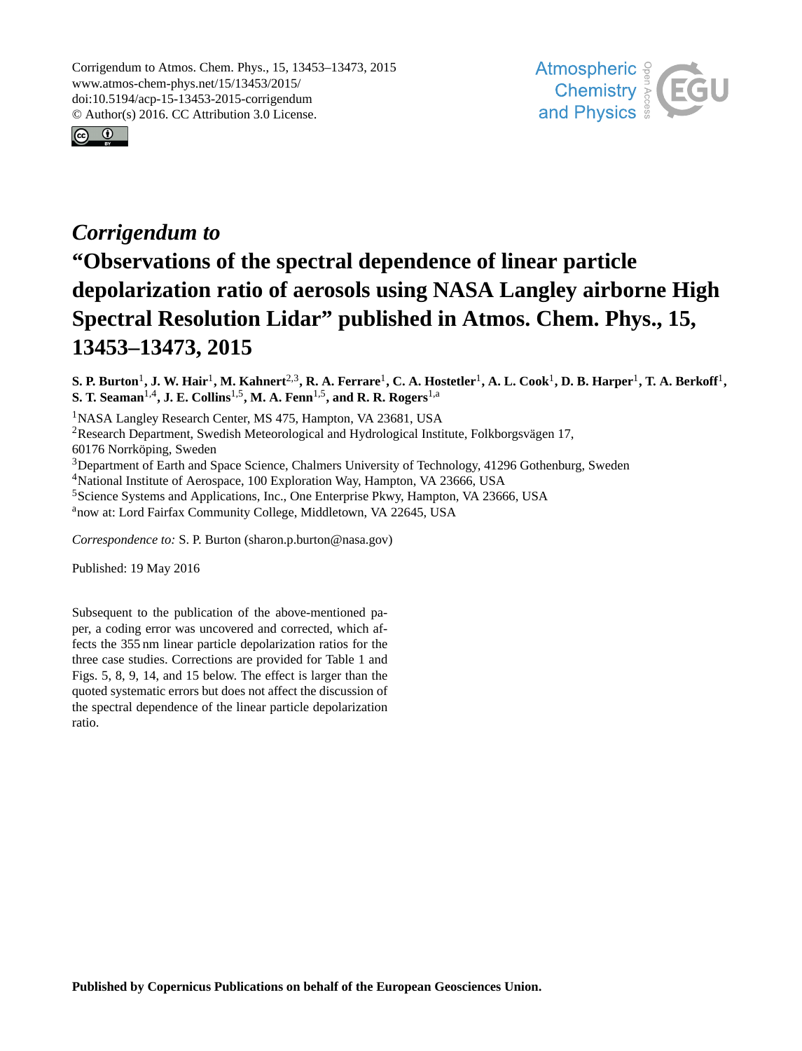# *Corrigendum to* "Observations of the spectral dependence of linear particle depolarization ratio of aerosols using NASA Langley airborne High Spectral Resolution Lidar" published in Atmos. Chem. Phys., 15, 13453–13473, 2015

**S. P. Burton**[1], **J. W. Hair**[1], **M. Kahnert**[2,3], **R. A. Ferrare**[1], **C. A. Hostetler**[1], **A. L. Cook**[1], **D. B. Harper**[1], **T. A. Berkoff**[1], **S. T. Seaman**[1,4], **J. E. Collins**[1,5], **M. A. Fenn**[1,5], **and R. R. Rogers**[1,a]

[1]NASA Langley Research Center, MS 475, Hampton, VA 23681, USA
[2]Research Department, Swedish Meteorological and Hydrological Institute, Folkborgsvägen 17, 60176 Norrköping, Sweden
[3]Department of Earth and Space Science, Chalmers University of Technology, 41296 Gothenburg, Sweden
[4]National Institute of Aerospace, 100 Exploration Way, Hampton, VA 23666, USA
[5]Science Systems and Applications, Inc., One Enterprise Pkwy, Hampton, VA 23666, USA
[a]now at: Lord Fairfax Community College, Middletown, VA 22645, USA

*Correspondence to:* S. P. Burton (sharon.p.burton@nasa.gov)

Published: 19 May 2016

Subsequent to the publication of the above-mentioned paper, a coding error was uncovered and corrected, which affects the 355 nm linear particle depolarization ratios for the three case studies. Corrections are provided for Table 1 and Figs. 5, 8, 9, 14, and 15 below. The effect is larger than the quoted systematic errors but does not affect the discussion of the spectral dependence of the linear particle depolarization ratio.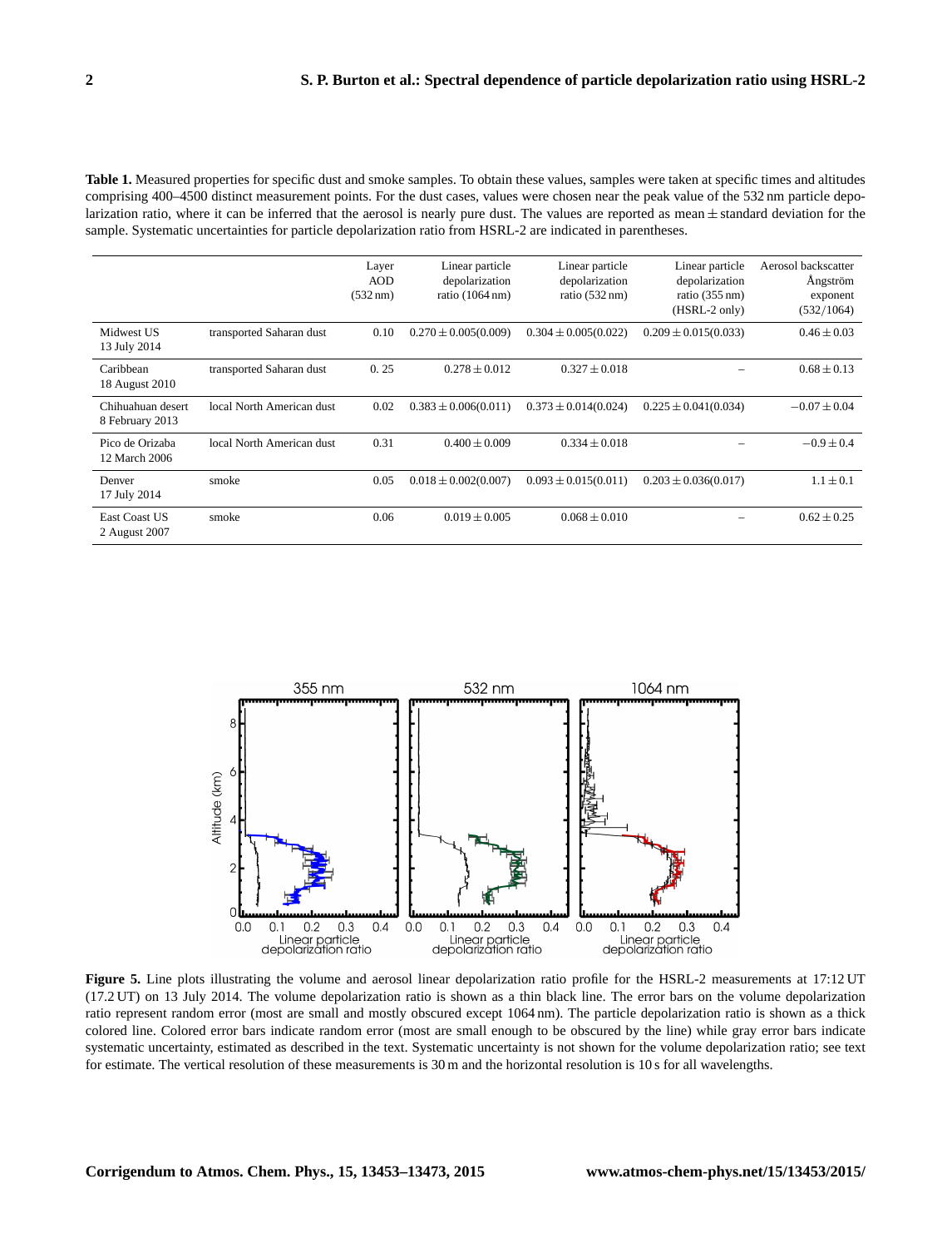**Table 1.** Measured properties for specific dust and smoke samples. To obtain these values, samples were taken at specific times and altitudes comprising 400–4500 distinct measurement points. For the dust cases, values were chosen near the peak value of the 532 nm particle depolarization ratio, where it can be inferred that the aerosol is nearly pure dust. The values are reported as mean $\pm$ standard deviation for the sample. Systematic uncertainties for particle depolarization ratio from HSRL-2 are indicated in parentheses.

| | | Layer AOD (532 nm) | Linear particle depolarization ratio (1064 nm) | Linear particle depolarization ratio (532 nm) | Linear particle depolarization ratio (355 nm) (HSRL-2 only) | Aerosol backscatter Ångström exponent (532/1064) |
|---|---|---|---|---|---|---|
| Midwest US 13 July 2014 | transported Saharan dust | 0.10 | $0.270 \pm 0.005(0.009)$ | $0.304 \pm 0.005(0.022)$ | $0.209 \pm 0.015(0.033)$ | $0.46 \pm 0.03$ |
| Caribbean 18 August 2010 | transported Saharan dust | 0. 25 | $0.278 \pm 0.012$ | $0.327 \pm 0.018$ | – | $0.68 \pm 0.13$ |
| Chihuahuan desert 8 February 2013 | local North American dust | 0.02 | $0.383 \pm 0.006(0.011)$ | $0.373 \pm 0.014(0.024)$ | $0.225 \pm 0.041(0.034)$ | $-0.07 \pm 0.04$ |
| Pico de Orizaba 12 March 2006 | local North American dust | 0.31 | $0.400 \pm 0.009$ | $0.334 \pm 0.018$ | – | $-0.9 \pm 0.4$ |
| Denver 17 July 2014 | smoke | 0.05 | $0.018 \pm 0.002(0.007)$ | $0.093 \pm 0.015(0.011)$ | $0.203 \pm 0.036(0.017)$ | $1.1 \pm 0.1$ |
| East Coast US 2 August 2007 | smoke | 0.06 | $0.019 \pm 0.005$ | $0.068 \pm 0.010$ | – | $0.62 \pm 0.25$ |

**Figure 5.** Line plots illustrating the volume and aerosol linear depolarization ratio profile for the HSRL-2 measurements at 17:12 UT (17.2 UT) on 13 July 2014. The volume depolarization ratio is shown as a thin black line. The error bars on the volume depolarization ratio represent random error (most are small and mostly obscured except 1064 nm). The particle depolarization ratio is shown as a thick colored line. Colored error bars indicate random error (most are small enough to be obscured by the line) while gray error bars indicate systematic uncertainty, estimated as described in the text. Systematic uncertainty is not shown for the volume depolarization ratio; see text for estimate. The vertical resolution of these measurements is 30 m and the horizontal resolution is 10 s for all wavelengths.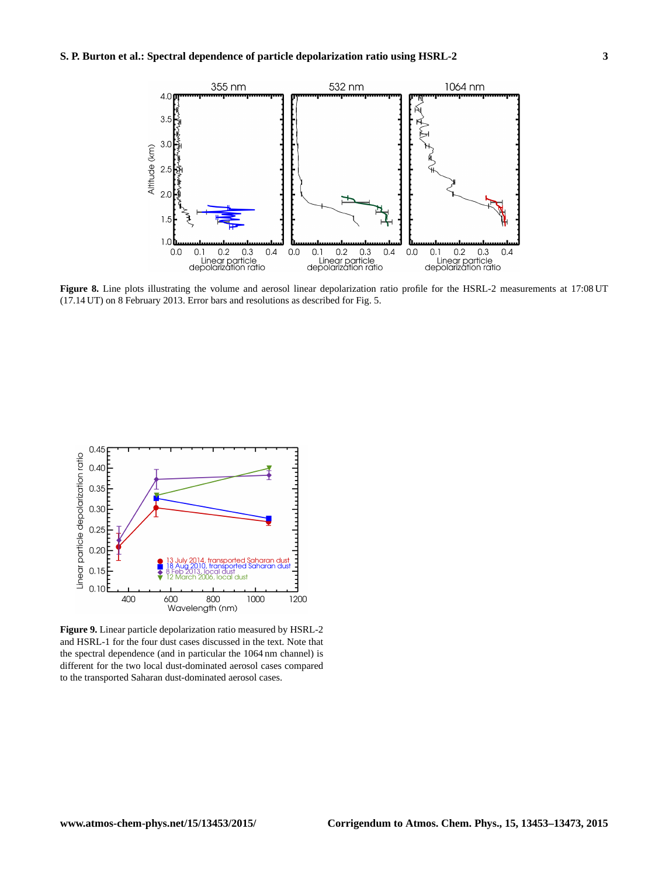**Figure 8.** Line plots illustrating the volume and aerosol linear depolarization ratio profile for the HSRL-2 measurements at 17:08 UT (17.14 UT) on 8 February 2013. Error bars and resolutions as described for Fig. 5.

**Figure 9.** Linear particle depolarization ratio measured by HSRL-2 and HSRL-1 for the four dust cases discussed in the text. Note that the spectral dependence (and in particular the 1064 nm channel) is different for the two local dust-dominated aerosol cases compared to the transported Saharan dust-dominated aerosol cases.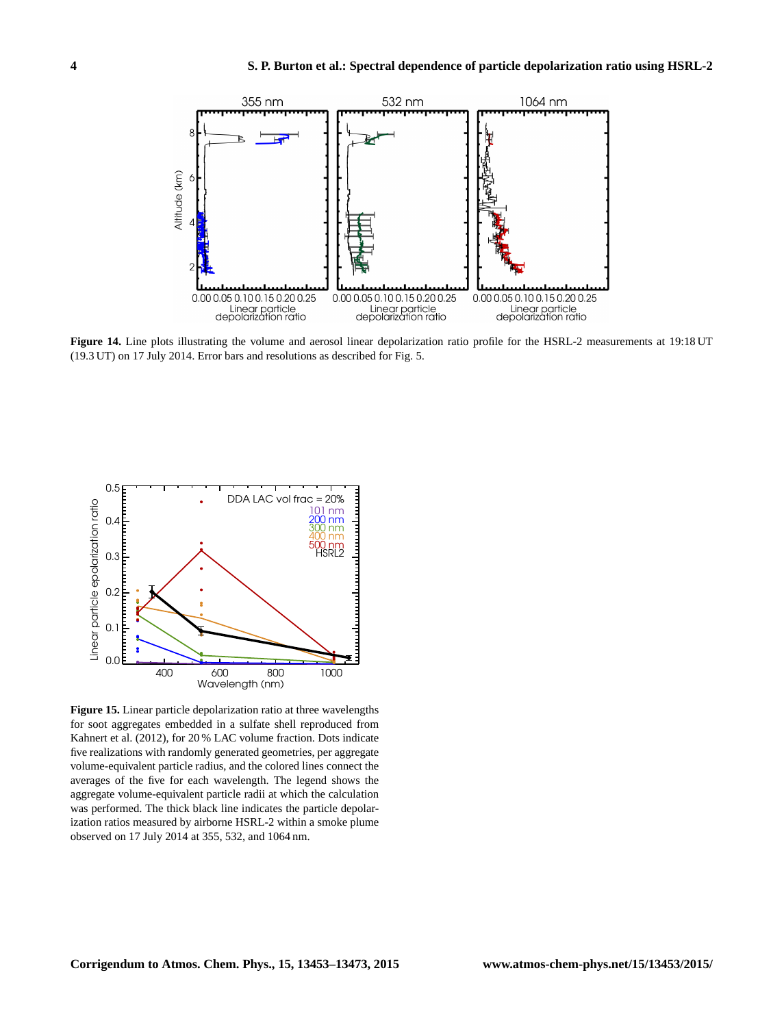355 nm
532 nm
1064 nm
Altitude (km)
8
6
4
2
0.00 0.05 0.10 0.15 0.20 0.25
Linear particle depolarization ratio
0.00 0.05 0.10 0.15 0.20 0.25
Linear particle depolarization ratio
0.00 0.05 0.10 0.15 0.20 0.25
Linear particle depolarization ratio

**Figure 14.** Line plots illustrating the volume and aerosol linear depolarization ratio profile for the HSRL-2 measurements at 19:18 UT (19.3 UT) on 17 July 2014. Error bars and resolutions as described for Fig. 5.

DDA LAC vol frac = 20%
101 nm
200 nm
300 nm
400 nm
500 nm
HSRL2
Linear particle epolarization ratio
0.5
0.4
0.3
0.2
0.1
0.0
400
600
800
1000
Wavelength (nm)

**Figure 15.** Linear particle depolarization ratio at three wavelengths for soot aggregates embedded in a sulfate shell reproduced from Kahnert et al. (2012), for 20 % LAC volume fraction. Dots indicate five realizations with randomly generated geometries, per aggregate volume-equivalent particle radius, and the colored lines connect the averages of the five for each wavelength. The legend shows the aggregate volume-equivalent particle radii at which the calculation was performed. The thick black line indicates the particle depolarization ratios measured by airborne HSRL-2 within a smoke plume observed on 17 July 2014 at 355, 532, and 1064 nm.